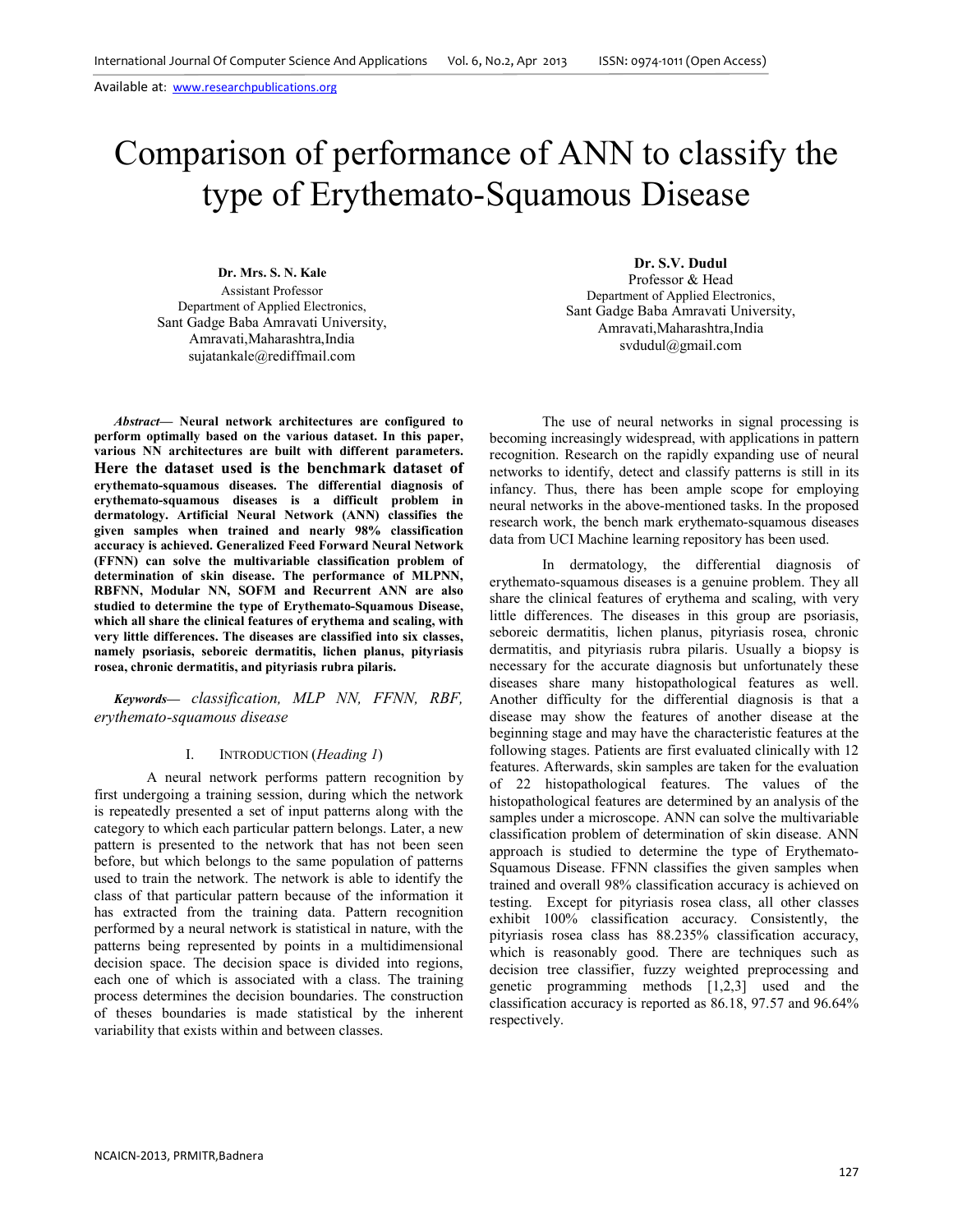# Comparison of performance of ANN to classify the type of Erythemato-Squamous Disease

**Dr. Mrs. S. N. Kale**
Assistant Professor
Department of Applied Electronics,
Sant Gadge Baba Amravati University,
Amravati,Maharashtra,India
sujatankale@rediffmail.com

**Dr. S.V. Dudul**
Professor & Head
Department of Applied Electronics,
Sant Gadge Baba Amravati University,
Amravati,Maharashtra,India
svdudul@gmail.com

***Abstract*— Neural network architectures are configured to perform optimally based on the various dataset. In this paper, various NN architectures are built with different parameters. Here the dataset used is the benchmark dataset of erythemato-squamous diseases. The differential diagnosis of erythemato-squamous diseases is a difficult problem in dermatology. Artificial Neural Network (ANN) classifies the given samples when trained and nearly 98% classification accuracy is achieved. Generalized Feed Forward Neural Network (FFNN) can solve the multivariable classification problem of determination of skin disease. The performance of MLPNN, RBFNN, Modular NN, SOFM and Recurrent ANN are also studied to determine the type of Erythemato-Squamous Disease, which all share the clinical features of erythema and scaling, with very little differences. The diseases are classified into six classes, namely psoriasis, seboreic dermatitis, lichen planus, pityriasis rosea, chronic dermatitis, and pityriasis rubra pilaris.**

***Keywords*—** *classification, MLP NN, FFNN, RBF, erythemato-squamous disease*

## I. INTRODUCTION (*Heading 1*)

A neural network performs pattern recognition by first undergoing a training session, during which the network is repeatedly presented a set of input patterns along with the category to which each particular pattern belongs. Later, a new pattern is presented to the network that has not been seen before, but which belongs to the same population of patterns used to train the network. The network is able to identify the class of that particular pattern because of the information it has extracted from the training data. Pattern recognition performed by a neural network is statistical in nature, with the patterns being represented by points in a multidimensional decision space. The decision space is divided into regions, each one of which is associated with a class. The training process determines the decision boundaries. The construction of theses boundaries is made statistical by the inherent variability that exists within and between classes.

The use of neural networks in signal processing is becoming increasingly widespread, with applications in pattern recognition. Research on the rapidly expanding use of neural networks to identify, detect and classify patterns is still in its infancy. Thus, there has been ample scope for employing neural networks in the above-mentioned tasks. In the proposed research work, the bench mark erythemato-squamous diseases data from UCI Machine learning repository has been used.

In dermatology, the differential diagnosis of erythemato-squamous diseases is a genuine problem. They all share the clinical features of erythema and scaling, with very little differences. The diseases in this group are psoriasis, seboreic dermatitis, lichen planus, pityriasis rosea, chronic dermatitis, and pityriasis rubra pilaris. Usually a biopsy is necessary for the accurate diagnosis but unfortunately these diseases share many histopathological features as well. Another difficulty for the differential diagnosis is that a disease may show the features of another disease at the beginning stage and may have the characteristic features at the following stages. Patients are first evaluated clinically with 12 features. Afterwards, skin samples are taken for the evaluation of 22 histopathological features. The values of the histopathological features are determined by an analysis of the samples under a microscope. ANN can solve the multivariable classification problem of determination of skin disease. ANN approach is studied to determine the type of Erythemato-Squamous Disease. FFNN classifies the given samples when trained and overall 98% classification accuracy is achieved on testing. Except for pityriasis rosea class, all other classes exhibit 100% classification accuracy. Consistently, the pityriasis rosea class has 88.235% classification accuracy, which is reasonably good. There are techniques such as decision tree classifier, fuzzy weighted preprocessing and genetic programming methods [1,2,3] used and the classification accuracy is reported as 86.18, 97.57 and 96.64% respectively.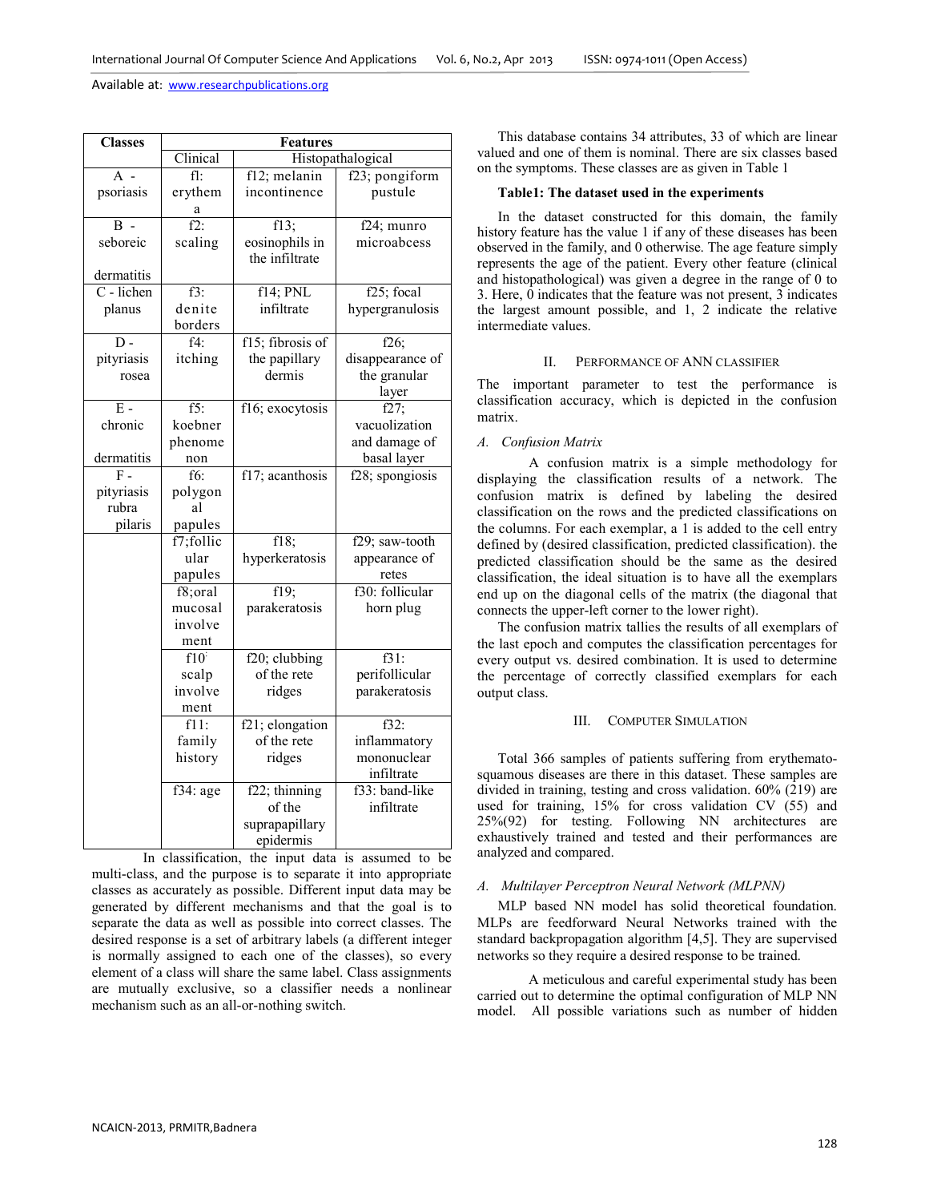| Classes | Features | | |
|---|---|---|---|
| | Clinical | Histopathological | |
| A - psoriasis | fl: erythema | f12; melanin incontinence | f23; pongiform pustule |
| B - seboreic dermatitis | f2: scaling | f13; eosinophils in the infiltrate | f24; munro microabcess |
| C - lichen planus | f3: denite borders | f14; PNL infiltrate | f25; focal hypergranulosis |
| D - pityriasis rosea | f4: itching | f15; fibrosis of the papillary dermis | f26; disappearance of the granular layer |
| E - chronic dermatitis | f5: koebner phenomenon | f16; exocytosis | f27; vacuolization and damage of basal layer |
| F - pityriasis rubra pilaris | f6: polygonal papules | f17; acanthosis | f28; spongiosis |
| | f7;follicular papules | f18; hyperkeratosis | f29; saw-tooth appearance of retes |
| | f8;oral mucosal involvement | f19; parakeratosis | f30: follicular horn plug |
| | f10: scalp involvement | f20; clubbing of the rete ridges | f31: perifollicular parakeratosis |
| | f11: family history | f21; elongation of the rete ridges | f32: inflammatory mononuclear infiltrate |
| | f34: age | f22; thinning of the suprapapillary epidermis | f33: band-like infiltrate |

In classification, the input data is assumed to be multi-class, and the purpose is to separate it into appropriate classes as accurately as possible. Different input data may be generated by different mechanisms and that the goal is to separate the data as well as possible into correct classes. The desired response is a set of arbitrary labels (a different integer is normally assigned to each one of the classes), so every element of a class will share the same label. Class assignments are mutually exclusive, so a classifier needs a nonlinear mechanism such as an all-or-nothing switch.

This database contains 34 attributes, 33 of which are linear valued and one of them is nominal. There are six classes based on the symptoms. These classes are as given in Table 1

**Table1: The dataset used in the experiments**

In the dataset constructed for this domain, the family history feature has the value 1 if any of these diseases has been observed in the family, and 0 otherwise. The age feature simply represents the age of the patient. Every other feature (clinical and histopathological) was given a degree in the range of 0 to 3. Here, 0 indicates that the feature was not present, 3 indicates the largest amount possible, and 1, 2 indicate the relative intermediate values.

## II. Performance of ANN Classifier

The important parameter to test the performance is classification accuracy, which is depicted in the confusion matrix.

### *A. Confusion Matrix*

A confusion matrix is a simple methodology for displaying the classification results of a network. The confusion matrix is defined by labeling the desired classification on the rows and the predicted classifications on the columns. For each exemplar, a 1 is added to the cell entry defined by (desired classification, predicted classification). the predicted classification should be the same as the desired classification, the ideal situation is to have all the exemplars end up on the diagonal cells of the matrix (the diagonal that connects the upper-left corner to the lower right).

The confusion matrix tallies the results of all exemplars of the last epoch and computes the classification percentages for every output vs. desired combination. It is used to determine the percentage of correctly classified exemplars for each output class.

## III. Computer Simulation

Total 366 samples of patients suffering from erythemato-squamous diseases are there in this dataset. These samples are divided in training, testing and cross validation. 60% (219) are used for training, 15% for cross validation CV (55) and 25%(92) for testing. Following NN architectures are exhaustively trained and tested and their performances are analyzed and compared.

### *A. Multilayer Perceptron Neural Network (MLPNN)*

MLP based NN model has solid theoretical foundation. MLPs are feedforward Neural Networks trained with the standard backpropagation algorithm [4,5]. They are supervised networks so they require a desired response to be trained.

A meticulous and careful experimental study has been carried out to determine the optimal configuration of MLP NN model. All possible variations such as number of hidden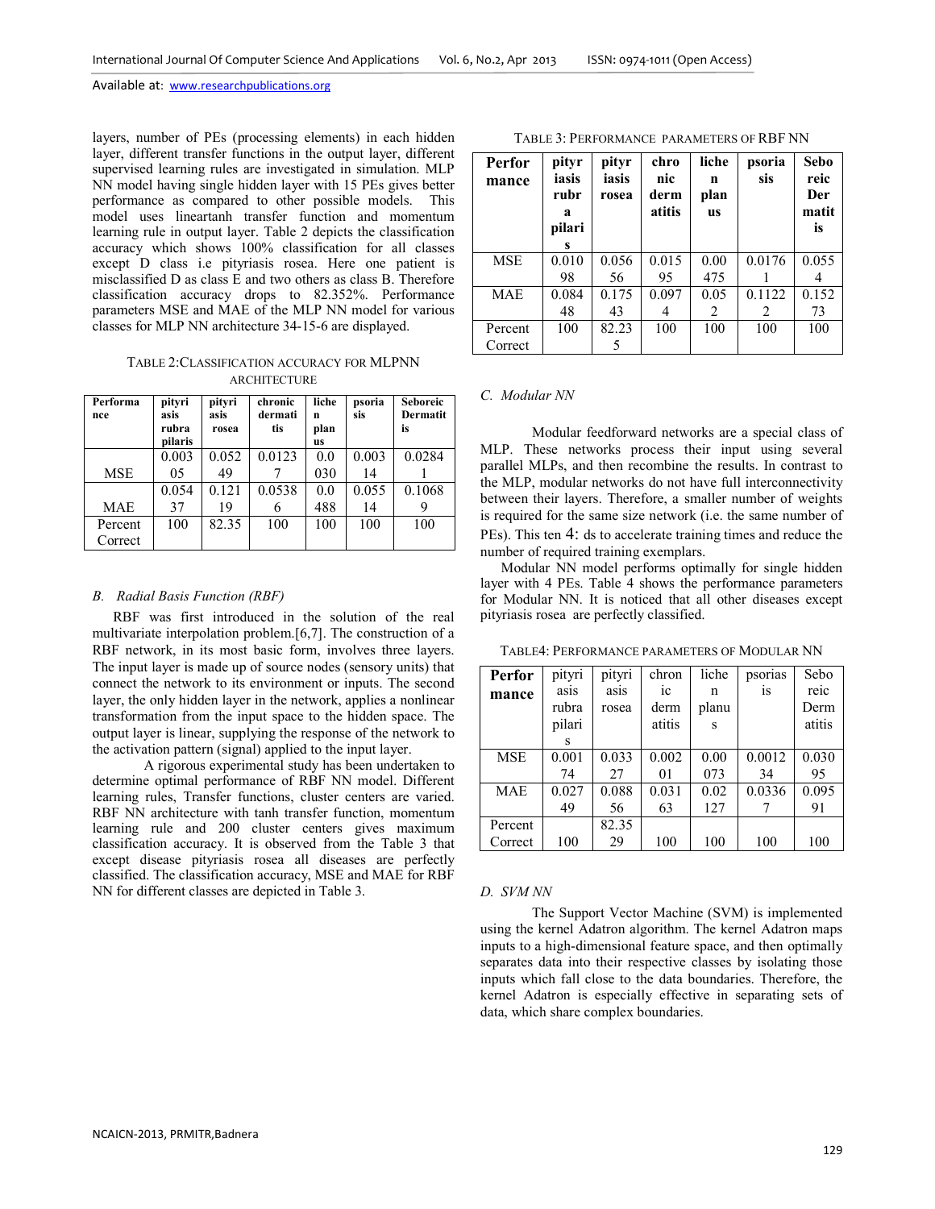layers, number of PEs (processing elements) in each hidden layer, different transfer functions in the output layer, different supervised learning rules are investigated in simulation. MLP NN model having single hidden layer with 15 PEs gives better performance as compared to other possible models. This model uses lineartanh transfer function and momentum learning rule in output layer. Table 2 depicts the classification accuracy which shows 100% classification for all classes except D class i.e pityriasis rosea. Here one patient is misclassified D as class E and two others as class B. Therefore classification accuracy drops to 82.352%. Performance parameters MSE and MAE of the MLP NN model for various classes for MLP NN architecture 34-15-6 are displayed.

TABLE 2: CLASSIFICATION ACCURACY FOR MLPNN ARCHITECTURE

| Performance | pityriasis rubra pilaris | pityriasis rosea | chronic dermatitis | lichen planus | psoriasis | Seboreic Dermatitis |
|---|---|---|---|---|---|---|
| MSE | 0.00305 | 0.05249 | 0.01237 | 0.0030 | 0.00314 | 0.02841 |
| MAE | 0.05437 | 0.12119 | 0.05386 | 0.0488 | 0.05514 | 0.10689 |
| Percent Correct | 100 | 82.35 | 100 | 100 | 100 | 100 |

## B. Radial Basis Function (RBF)

RBF was first introduced in the solution of the real multivariate interpolation problem.[6,7]. The construction of a RBF network, in its most basic form, involves three layers. The input layer is made up of source nodes (sensory units) that connect the network to its environment or inputs. The second layer, the only hidden layer in the network, applies a nonlinear transformation from the input space to the hidden space. The output layer is linear, supplying the response of the network to the activation pattern (signal) applied to the input layer.

A rigorous experimental study has been undertaken to determine optimal performance of RBF NN model. Different learning rules, Transfer functions, cluster centers are varied. RBF NN architecture with tanh transfer function, momentum learning rule and 200 cluster centers gives maximum classification accuracy. It is observed from the Table 3 that except disease pityriasis rosea all diseases are perfectly classified. The classification accuracy, MSE and MAE for RBF NN for different classes are depicted in Table 3.

TABLE 3: PERFORMANCE PARAMETERS OF RBF NN

| Performance | pityriasis rubra pilaris | pityriasis rosea | chronic dermatitis | lichen planus | psoriasis | Seboreic Dermatitis |
|---|---|---|---|---|---|---|
| MSE | 0.01098 | 0.05656 | 0.01595 | 0.00475 | 0.01761 | 0.0554 |
| MAE | 0.08448 | 0.17543 | 0.0974 | 0.052 | 0.11222 | 0.15273 |
| Percent Correct | 100 | 82.235 | 100 | 100 | 100 | 100 |

## C. Modular NN

Modular feedforward networks are a special class of MLP. These networks process their input using several parallel MLPs, and then recombine the results. In contrast to the MLP, modular networks do not have full interconnectivity between their layers. Therefore, a smaller number of weights is required for the same size network (i.e. the same number of PEs). This ten 4: ds to accelerate training times and reduce the number of required training exemplars.

Modular NN model performs optimally for single hidden layer with 4 PEs. Table 4 shows the performance parameters for Modular NN. It is noticed that all other diseases except pityriasis rosea are perfectly classified.

TABLE4: PERFORMANCE PARAMETERS OF MODULAR NN

| Performance | pityriasis rubra pilaris | pityriasis rosea | chronic dermatitis | lichen planus | psoriasis | Seboreic Dermatitis |
|---|---|---|---|---|---|---|
| MSE | 0.00174 | 0.03327 | 0.00201 | 0.00073 | 0.001234 | 0.03095 |
| MAE | 0.02749 | 0.08856 | 0.03163 | 0.02127 | 0.03367 | 0.09591 |
| Percent Correct | 100 | 82.3529 | 100 | 100 | 100 | 100 |

## D. SVM NN

The Support Vector Machine (SVM) is implemented using the kernel Adatron algorithm. The kernel Adatron maps inputs to a high-dimensional feature space, and then optimally separates data into their respective classes by isolating those inputs which fall close to the data boundaries. Therefore, the kernel Adatron is especially effective in separating sets of data, which share complex boundaries.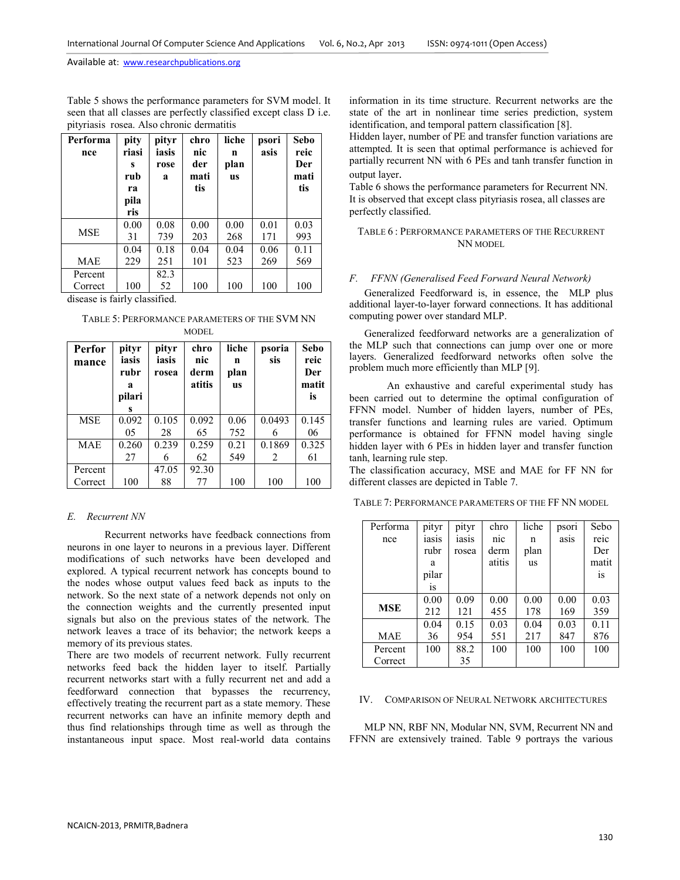Table 5 shows the performance parameters for SVM model. It seen that all classes are perfectly classified except class D i.e. pityriasis rosea. Also chronic dermatitis

| Performance | pityriasis rubra pilaris | pityriasis rosea | chronic dermatitis | lichen planus | psoriasis | Seboreic Dermatitis |
|---|---|---|---|---|---|---|
| MSE | 0.0031 | 0.08739 | 0.00203 | 0.00268 | 0.01171 | 0.03993 |
| MAE | 0.04229 | 0.18251 | 0.04101 | 0.04523 | 0.06269 | 0.11569 |
| Percent Correct | 100 | 82.352 | 100 | 100 | 100 | 100 |

disease is fairly classified.

TABLE 5: PERFORMANCE PARAMETERS OF THE SVM NN MODEL

| Performance | pityriasis rubra pilaris | pityriasis rosea | chronic dermatitis | lichen planus | psoriasis | Seboreic Dermatitis |
|---|---|---|---|---|---|---|
| MSE | 0.09205 | 0.10528 | 0.09265 | 0.06752 | 0.04936 | 0.14506 |
| MAE | 0.26027 | 0.2396 | 0.25962 | 0.21549 | 0.18692 | 0.32561 |
| Percent Correct | 100 | 47.0588 | 92.3077 | 100 | 100 | 100 |

*E. Recurrent NN*

Recurrent networks have feedback connections from neurons in one layer to neurons in a previous layer. Different modifications of such networks have been developed and explored. A typical recurrent network has concepts bound to the nodes whose output values feed back as inputs to the network. So the next state of a network depends not only on the connection weights and the currently presented input signals but also on the previous states of the network. The network leaves a trace of its behavior; the network keeps a memory of its previous states.

There are two models of recurrent network. Fully recurrent networks feed back the hidden layer to itself. Partially recurrent networks start with a fully recurrent net and add a feedforward connection that bypasses the recurrency, effectively treating the recurrent part as a state memory. These recurrent networks can have an infinite memory depth and thus find relationships through time as well as through the instantaneous input space. Most real-world data contains information in its time structure. Recurrent networks are the state of the art in nonlinear time series prediction, system identification, and temporal pattern classification [8].

Hidden layer, number of PE and transfer function variations are attempted. It is seen that optimal performance is achieved for partially recurrent NN with 6 PEs and tanh transfer function in output layer.

Table 6 shows the performance parameters for Recurrent NN. It is observed that except class pityriasis rosea, all classes are perfectly classified.

TABLE 6 : PERFORMANCE PARAMETERS OF THE RECURRENT NN MODEL

*F. FFNN (Generalised Feed Forward Neural Network)*

Generalized Feedforward is, in essence, the MLP plus additional layer-to-layer forward connections. It has additional computing power over standard MLP.

Generalized feedforward networks are a generalization of the MLP such that connections can jump over one or more layers. Generalized feedforward networks often solve the problem much more efficiently than MLP [9].

An exhaustive and careful experimental study has been carried out to determine the optimal configuration of FFNN model. Number of hidden layers, number of PEs, transfer functions and learning rules are varied. Optimum performance is obtained for FFNN model having single hidden layer with 6 PEs in hidden layer and transfer function tanh, learning rule step.

The classification accuracy, MSE and MAE for FF NN for different classes are depicted in Table 7.

TABLE 7: PERFORMANCE PARAMETERS OF THE FF NN MODEL

| Performance | pityriasis rubra pilaris | pityriasis rosea | chronic dermatitis | lichen planus | psoriasis | Seboreic Dermatitis |
|---|---|---|---|---|---|---|
| **MSE** | 0.00212 | 0.09121 | 0.00455 | 0.00178 | 0.00169 | 0.03359 |
| MAE | 0.0436 | 0.15954 | 0.03551 | 0.04217 | 0.03847 | 0.11876 |
| Percent Correct | 100 | 88.235 | 100 | 100 | 100 | 100 |

## IV. COMPARISON OF NEURAL NETWORK ARCHITECTURES

MLP NN, RBF NN, Modular NN, SVM, Recurrent NN and FFNN are extensively trained. Table 9 portrays the various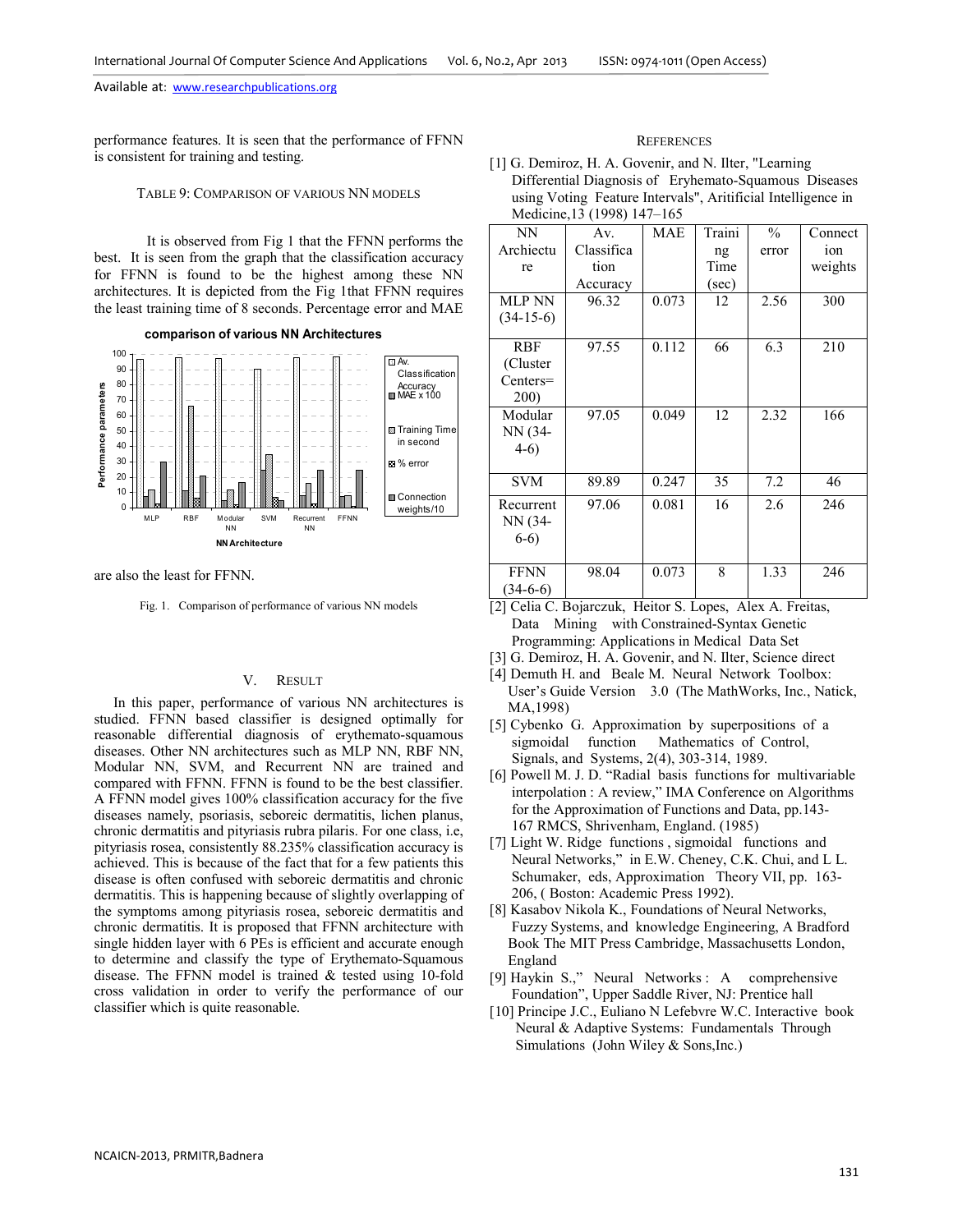performance features. It is seen that the performance of FFNN is consistent for training and testing.

TABLE 9: COMPARISON OF VARIOUS NN MODELS

| NN Archiecture | Av. Classification Accuracy | MAE | Training Time (sec) | % error | Connection weights |
|---|---|---|---|---|---|
| MLP NN (34-15-6) | 96.32 | 0.073 | 12 | 2.56 | 300 |
| RBF (Cluster Centers= 200) | 97.55 | 0.112 | 66 | 6.3 | 210 |
| Modular NN (34-4-6) | 97.05 | 0.049 | 12 | 2.32 | 166 |
| SVM | 89.89 | 0.247 | 35 | 7.2 | 46 |
| Recurrent NN (34-6-6) | 97.06 | 0.081 | 16 | 2.6 | 246 |
| FFNN (34-6-6) | 98.04 | 0.073 | 8 | 1.33 | 246 |

It is observed from Fig 1 that the FFNN performs the best. It is seen from the graph that the classification accuracy for FFNN is found to be the highest among these NN architectures. It is depicted from the Fig 1that FFNN requires the least training time of 8 seconds. Percentage error and MAE are also the least for FFNN.

comparison of various NN Architectures

Performance parameters

100
90
80
70
60
50
40
30
20
10
0

MLP
RBF
Modular NN
SVM
Recurrent NN
FFNN

NN Architecture

Av. Classification Accuracy
MAE x 100
Training Time in second
% error
Connection weights/10

Fig. 1. Comparison of performance of various NN models

## V. RESULT

In this paper, performance of various NN architectures is studied. FFNN based classifier is designed optimally for reasonable differential diagnosis of erythemato-squamous diseases. Other NN architectures such as MLP NN, RBF NN, Modular NN, SVM, and Recurrent NN are trained and compared with FFNN. FFNN is found to be the best classifier. A FFNN model gives 100% classification accuracy for the five diseases namely, psoriasis, seboreic dermatitis, lichen planus, chronic dermatitis and pityriasis rubra pilaris. For one class, i.e, pityriasis rosea, consistently 88.235% classification accuracy is achieved. This is because of the fact that for a few patients this disease is often confused with seboreic dermatitis and chronic dermatitis. This is happening because of slightly overlapping of the symptoms among pityriasis rosea, seboreic dermatitis and chronic dermatitis. It is proposed that FFNN architecture with single hidden layer with 6 PEs is efficient and accurate enough to determine and classify the type of Erythemato-Squamous disease. The FFNN model is trained & tested using 10-fold cross validation in order to verify the performance of our classifier which is quite reasonable.

## REFERENCES

[1] G. Demiroz, H. A. Govenir, and N. Ilter, "Learning Differential Diagnosis of Eryhemato-Squamous Diseases using Voting Feature Intervals", Aritificial Intelligence in Medicine,13 (1998) 147–165

[2] Celia C. Bojarczuk, Heitor S. Lopes, Alex A. Freitas, Data Mining with Constrained-Syntax Genetic Programming: Applications in Medical Data Set

[3] G. Demiroz, H. A. Govenir, and N. Ilter, Science direct

[4] Demuth H. and Beale M. Neural Network Toolbox: User's Guide Version 3.0 (The MathWorks, Inc., Natick, MA,1998)

[5] Cybenko G. Approximation by superpositions of a sigmoidal function Mathematics of Control, Signals, and Systems, 2(4), 303-314, 1989.

[6] Powell M. J. D. "Radial basis functions for multivariable interpolation : A review," IMA Conference on Algorithms for the Approximation of Functions and Data, pp.143-167 RMCS, Shrivenham, England. (1985)

[7] Light W. Ridge functions , sigmoidal functions and Neural Networks," in E.W. Cheney, C.K. Chui, and L L. Schumaker, eds, Approximation Theory VII, pp. 163-206, ( Boston: Academic Press 1992).

[8] Kasabov Nikola K., Foundations of Neural Networks, Fuzzy Systems, and knowledge Engineering, A Bradford Book The MIT Press Cambridge, Massachusetts London, England

[9] Haykin S.," Neural Networks : A comprehensive Foundation", Upper Saddle River, NJ: Prentice hall

[10] Principe J.C., Euliano N Lefebvre W.C. Interactive book Neural & Adaptive Systems: Fundamentals Through Simulations (John Wiley & Sons,Inc.)